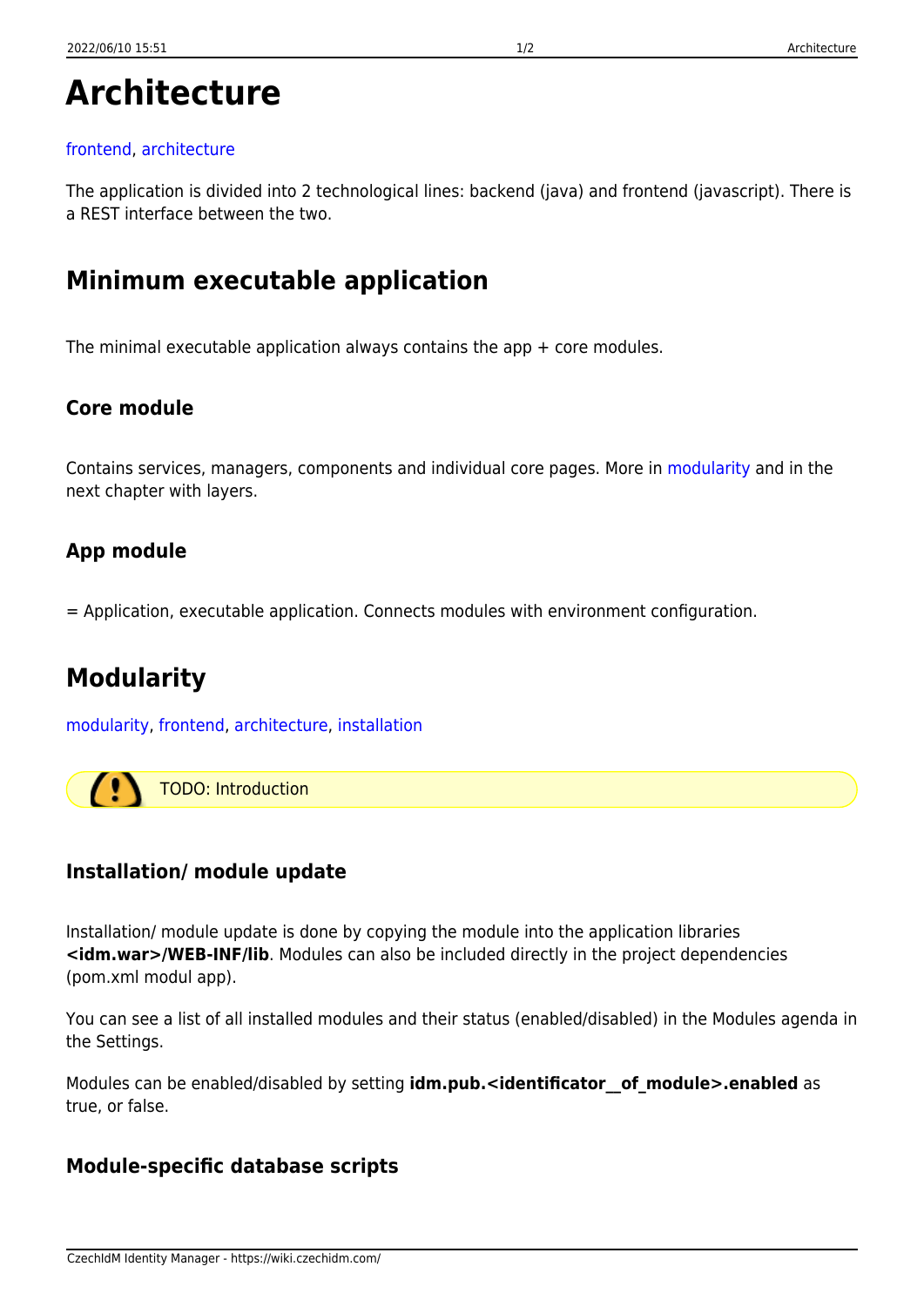# Architecture

frontend, architecture

The application is divided into 2 technological lines: backend (java) and frontend (javascript). There is a REST interface between the two.

## Minimum executable application

The minimal executable application always contains the app + core modules.

### Core module

Contains services, managers, components and individual core pages. More in modularity and in the next chapter with layers.

### App module

= Application, executable application. Connects modules with environment configuration.

## Modularity

modularity, frontend, architecture, installation

TODO: Introduction

### Installation/ module update

Installation/ module update is done by copying the module into the application libraries **<idm.war>/WEB-INF/lib**. Modules can also be included directly in the project dependencies (pom.xml modul app).

You can see a list of all installed modules and their status (enabled/disabled) in the Modules agenda in the Settings.

Modules can be enabled/disabled by setting **idm.pub.<identificator__of_module>.enabled** as true, or false.

### Module-specific database scripts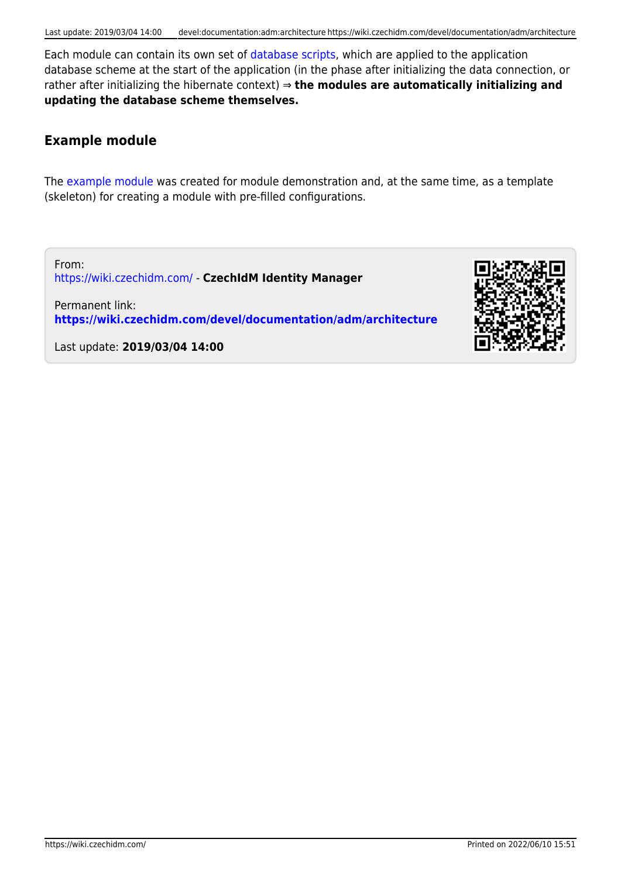Each module can contain its own set of database scripts, which are applied to the application database scheme at the start of the application (in the phase after initializing the data connection, or rather after initializing the hibernate context) ⇒ **the modules are automatically initializing and updating the database scheme themselves.**

## Example module

The example module was created for module demonstration and, at the same time, as a template (skeleton) for creating a module with pre-filled configurations.

From:
https://wiki.czechidm.com/ - **CzechIdM Identity Manager**

Permanent link:
**https://wiki.czechidm.com/devel/documentation/adm/architecture**

Last update: **2019/03/04 14:00**